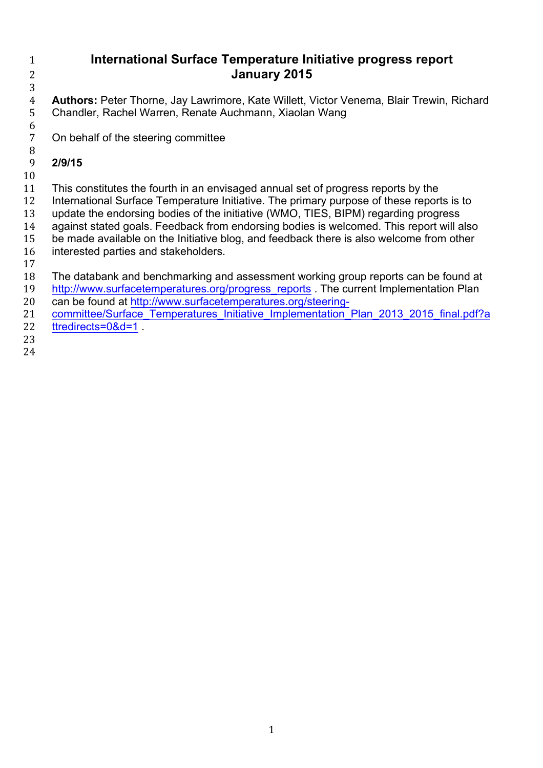# International Surface Temperature Initiative progress report January 2015

**Authors:** Peter Thorne, Jay Lawrimore, Kate Willett, Victor Venema, Blair Trewin, Richard Chandler, Rachel Warren, Renate Auchmann, Xiaolan Wang

On behalf of the steering committee

**2/9/15**

This constitutes the fourth in an envisaged annual set of progress reports by the International Surface Temperature Initiative. The primary purpose of these reports is to update the endorsing bodies of the initiative (WMO, TIES, BIPM) regarding progress against stated goals. Feedback from endorsing bodies is welcomed. This report will also be made available on the Initiative blog, and feedback there is also welcome from other interested parties and stakeholders.

The databank and benchmarking and assessment working group reports can be found at http://www.surfacetemperatures.org/progress_reports . The current Implementation Plan can be found at http://www.surfacetemperatures.org/steering-committee/Surface_Temperatures_Initiative_Implementation_Plan_2013_2015_final.pdf?attredirects=0&d=1 .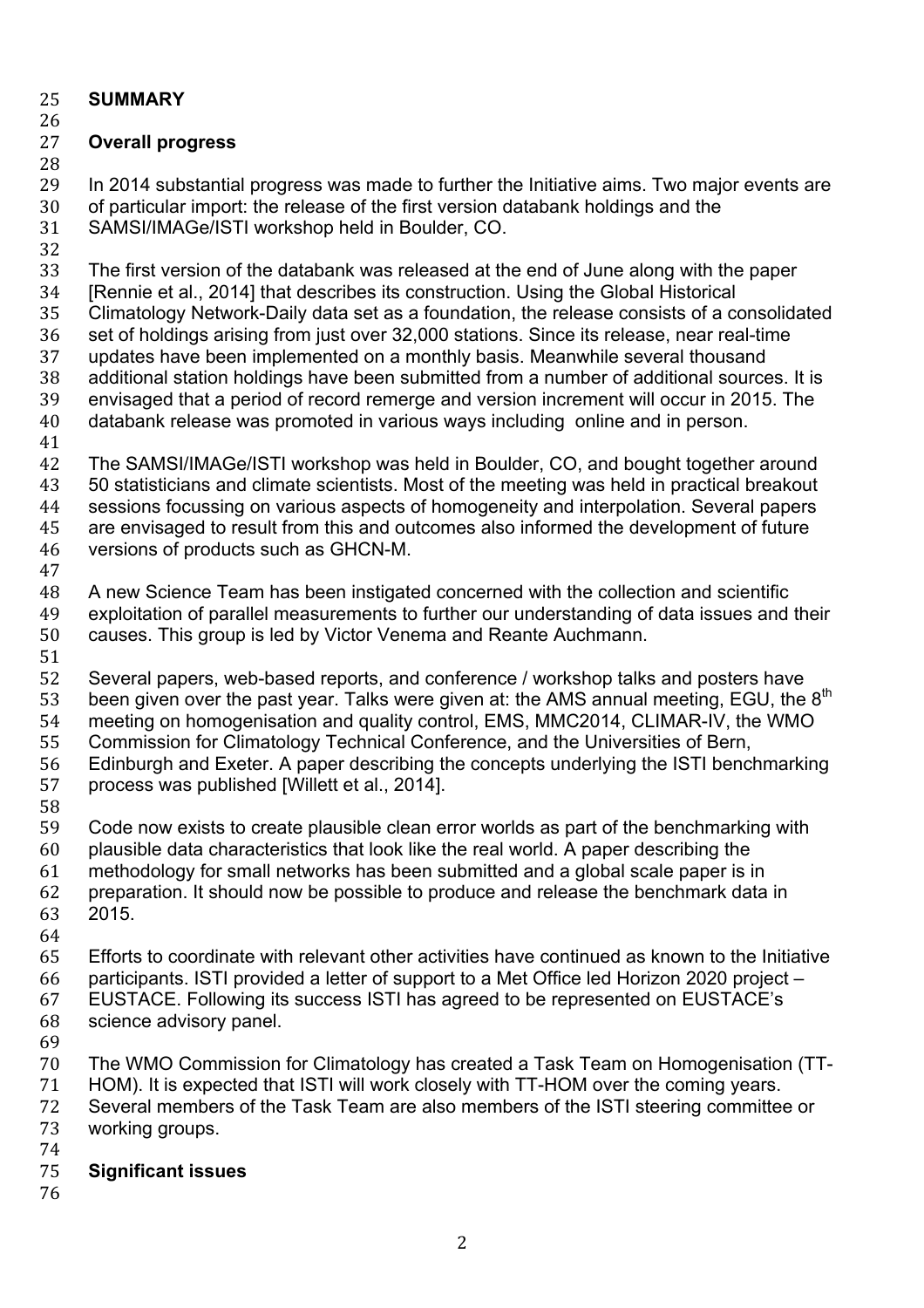# SUMMARY

## Overall progress

In 2014 substantial progress was made to further the Initiative aims. Two major events are of particular import: the release of the first version databank holdings and the SAMSI/IMAGe/ISTI workshop held in Boulder, CO.

The first version of the databank was released at the end of June along with the paper [Rennie et al., 2014] that describes its construction. Using the Global Historical Climatology Network-Daily data set as a foundation, the release consists of a consolidated set of holdings arising from just over 32,000 stations. Since its release, near real-time updates have been implemented on a monthly basis. Meanwhile several thousand additional station holdings have been submitted from a number of additional sources. It is envisaged that a period of record remerge and version increment will occur in 2015. The databank release was promoted in various ways including online and in person.

The SAMSI/IMAGe/ISTI workshop was held in Boulder, CO, and bought together around 50 statisticians and climate scientists. Most of the meeting was held in practical breakout sessions focussing on various aspects of homogeneity and interpolation. Several papers are envisaged to result from this and outcomes also informed the development of future versions of products such as GHCN-M.

A new Science Team has been instigated concerned with the collection and scientific exploitation of parallel measurements to further our understanding of data issues and their causes. This group is led by Victor Venema and Reante Auchmann.

Several papers, web-based reports, and conference / workshop talks and posters have been given over the past year. Talks were given at: the AMS annual meeting, EGU, the 8$^{th}$ meeting on homogenisation and quality control, EMS, MMC2014, CLIMAR-IV, the WMO Commission for Climatology Technical Conference, and the Universities of Bern, Edinburgh and Exeter. A paper describing the concepts underlying the ISTI benchmarking process was published [Willett et al., 2014].

Code now exists to create plausible clean error worlds as part of the benchmarking with plausible data characteristics that look like the real world. A paper describing the methodology for small networks has been submitted and a global scale paper is in preparation. It should now be possible to produce and release the benchmark data in 2015.

Efforts to coordinate with relevant other activities have continued as known to the Initiative participants. ISTI provided a letter of support to a Met Office led Horizon 2020 project – EUSTACE. Following its success ISTI has agreed to be represented on EUSTACE's science advisory panel.

The WMO Commission for Climatology has created a Task Team on Homogenisation (TT-HOM). It is expected that ISTI will work closely with TT-HOM over the coming years. Several members of the Task Team are also members of the ISTI steering committee or working groups.

## Significant issues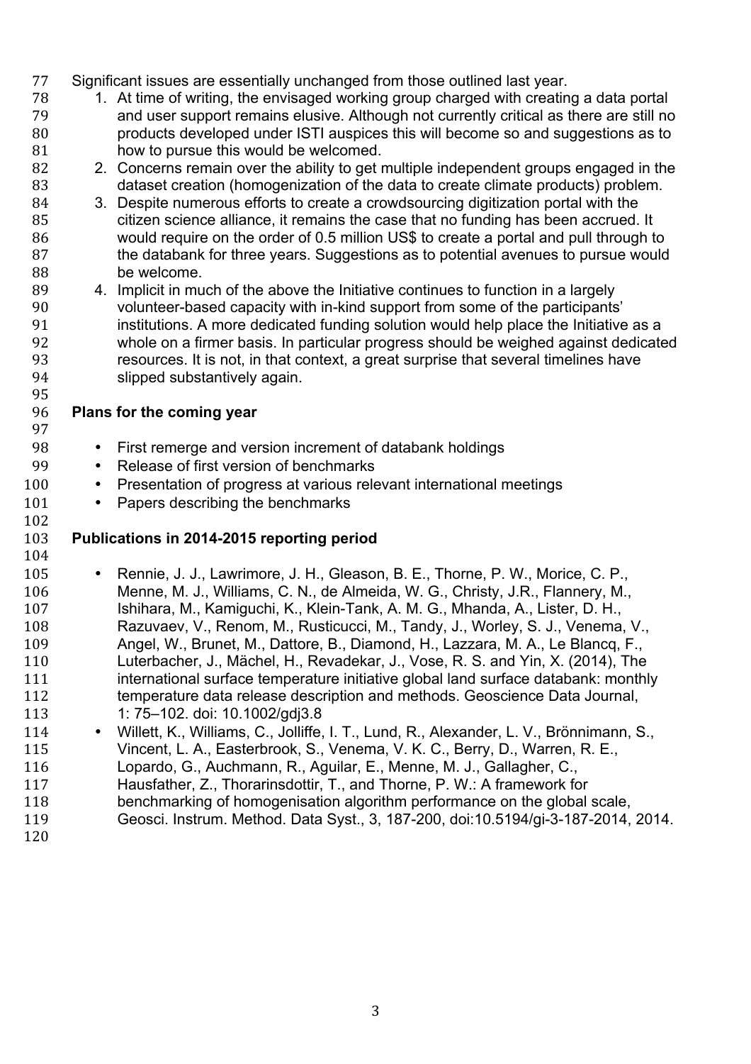Significant issues are essentially unchanged from those outlined last year.

1. At time of writing, the envisaged working group charged with creating a data portal and user support remains elusive. Although not currently critical as there are still no products developed under ISTI auspices this will become so and suggestions as to how to pursue this would be welcomed.
2. Concerns remain over the ability to get multiple independent groups engaged in the dataset creation (homogenization of the data to create climate products) problem.
3. Despite numerous efforts to create a crowdsourcing digitization portal with the citizen science alliance, it remains the case that no funding has been accrued. It would require on the order of 0.5 million US$ to create a portal and pull through to the databank for three years. Suggestions as to potential avenues to pursue would be welcome.
4. Implicit in much of the above the Initiative continues to function in a largely volunteer-based capacity with in-kind support from some of the participants' institutions. A more dedicated funding solution would help place the Initiative as a whole on a firmer basis. In particular progress should be weighed against dedicated resources. It is not, in that context, a great surprise that several timelines have slipped substantively again.

**Plans for the coming year**

- First remerge and version increment of databank holdings
- Release of first version of benchmarks
- Presentation of progress at various relevant international meetings
- Papers describing the benchmarks

**Publications in 2014-2015 reporting period**

- Rennie, J. J., Lawrimore, J. H., Gleason, B. E., Thorne, P. W., Morice, C. P., Menne, M. J., Williams, C. N., de Almeida, W. G., Christy, J.R., Flannery, M., Ishihara, M., Kamiguchi, K., Klein-Tank, A. M. G., Mhanda, A., Lister, D. H., Razuvaev, V., Renom, M., Rusticucci, M., Tandy, J., Worley, S. J., Venema, V., Angel, W., Brunet, M., Dattore, B., Diamond, H., Lazzara, M. A., Le Blancq, F., Luterbacher, J., Mächel, H., Revadekar, J., Vose, R. S. and Yin, X. (2014), The international surface temperature initiative global land surface databank: monthly temperature data release description and methods. Geoscience Data Journal, 1: 75–102. doi: 10.1002/gdj3.8
- Willett, K., Williams, C., Jolliffe, I. T., Lund, R., Alexander, L. V., Brönnimann, S., Vincent, L. A., Easterbrook, S., Venema, V. K. C., Berry, D., Warren, R. E., Lopardo, G., Auchmann, R., Aguilar, E., Menne, M. J., Gallagher, C., Hausfather, Z., Thorarinsdottir, T., and Thorne, P. W.: A framework for benchmarking of homogenisation algorithm performance on the global scale, Geosci. Instrum. Method. Data Syst., 3, 187-200, doi:10.5194/gi-3-187-2014, 2014.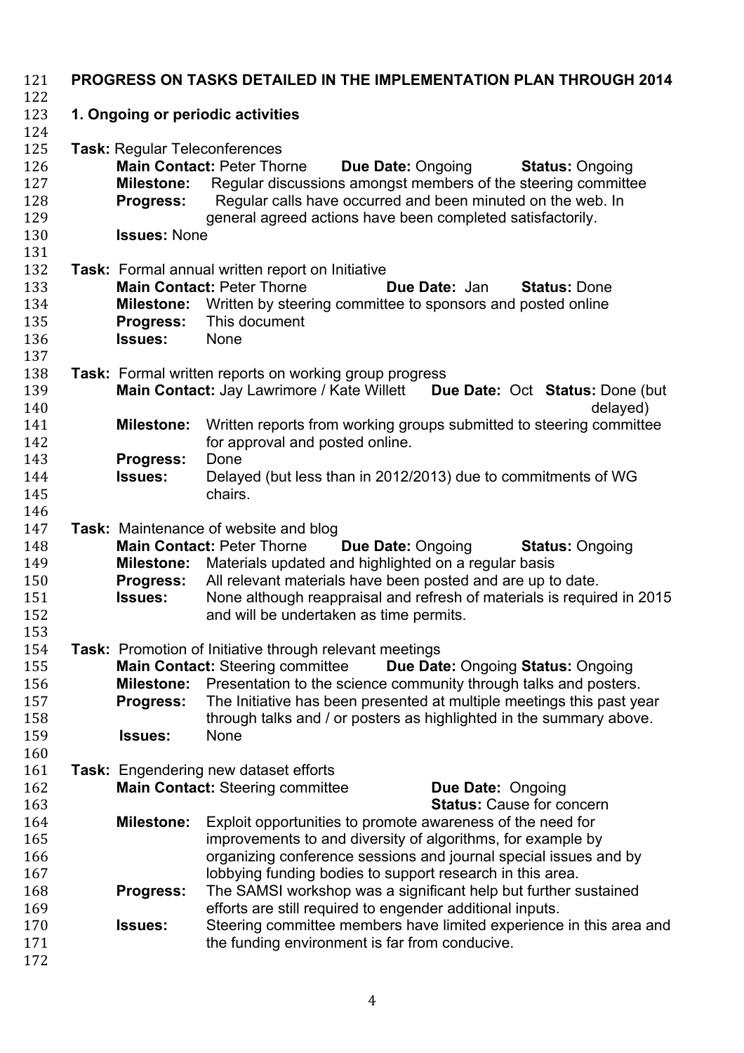# PROGRESS ON TASKS DETAILED IN THE IMPLEMENTATION PLAN THROUGH 2014

## 1. Ongoing or periodic activities

**Task:** Regular Teleconferences

- **Main Contact:** Peter Thorne **Due Date:** Ongoing **Status:** Ongoing
- **Milestone:** Regular discussions amongst members of the steering committee
- **Progress:** Regular calls have occurred and been minuted on the web. In general agreed actions have been completed satisfactorily.
- **Issues:** None

**Task:** Formal annual written report on Initiative

- **Main Contact:** Peter Thorne **Due Date:** Jan **Status:** Done
- **Milestone:** Written by steering committee to sponsors and posted online
- **Progress:** This document
- **Issues:** None

**Task:** Formal written reports on working group progress

- **Main Contact:** Jay Lawrimore / Kate Willett **Due Date:** Oct **Status:** Done (but delayed)
- **Milestone:** Written reports from working groups submitted to steering committee for approval and posted online.
- **Progress:** Done
- **Issues:** Delayed (but less than in 2012/2013) due to commitments of WG chairs.

**Task:** Maintenance of website and blog

- **Main Contact:** Peter Thorne **Due Date:** Ongoing **Status:** Ongoing
- **Milestone:** Materials updated and highlighted on a regular basis
- **Progress:** All relevant materials have been posted and are up to date.
- **Issues:** None although reappraisal and refresh of materials is required in 2015 and will be undertaken as time permits.

**Task:** Promotion of Initiative through relevant meetings

- **Main Contact:** Steering committee **Due Date:** Ongoing **Status:** Ongoing
- **Milestone:** Presentation to the science community through talks and posters.
- **Progress:** The Initiative has been presented at multiple meetings this past year through talks and / or posters as highlighted in the summary above.
- **Issues:** None

**Task:** Engendering new dataset efforts

- **Main Contact:** Steering committee **Due Date:** Ongoing **Status:** Cause for concern
- **Milestone:** Exploit opportunities to promote awareness of the need for improvements to and diversity of algorithms, for example by organizing conference sessions and journal special issues and by lobbying funding bodies to support research in this area.
- **Progress:** The SAMSI workshop was a significant help but further sustained efforts are still required to engender additional inputs.
- **Issues:** Steering committee members have limited experience in this area and the funding environment is far from conducive.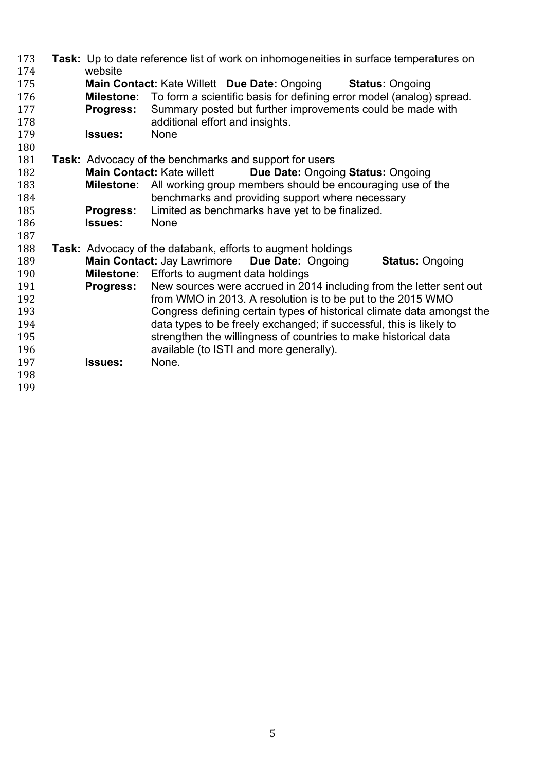**Task:** Up to date reference list of work on inhomogeneities in surface temperatures on website

**Main Contact:** Kate Willett **Due Date:** Ongoing **Status:** Ongoing

**Milestone:** To form a scientific basis for defining error model (analog) spread.

**Progress:** Summary posted but further improvements could be made with additional effort and insights.

**Issues:** None

**Task:** Advocacy of the benchmarks and support for users

**Main Contact:** Kate willett **Due Date:** Ongoing **Status:** Ongoing

**Milestone:** All working group members should be encouraging use of the benchmarks and providing support where necessary

**Progress:** Limited as benchmarks have yet to be finalized.

**Issues:** None

**Task:** Advocacy of the databank, efforts to augment holdings

**Main Contact:** Jay Lawrimore **Due Date:** Ongoing **Status:** Ongoing

**Milestone:** Efforts to augment data holdings

**Progress:** New sources were accrued in 2014 including from the letter sent out from WMO in 2013. A resolution is to be put to the 2015 WMO Congress defining certain types of historical climate data amongst the data types to be freely exchanged; if successful, this is likely to strengthen the willingness of countries to make historical data available (to ISTI and more generally).

**Issues:** None.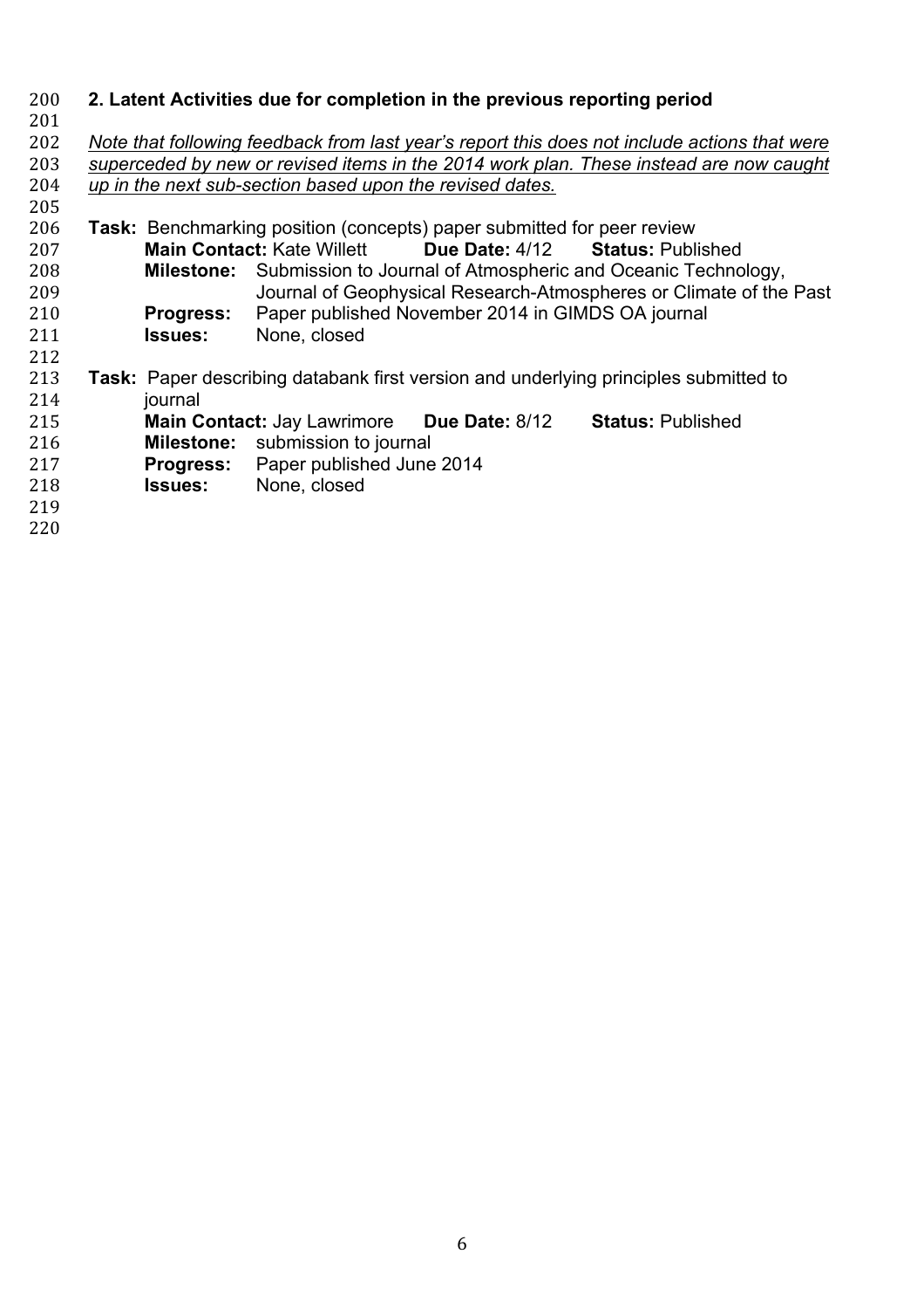## 2. Latent Activities due for completion in the previous reporting period

*Note that following feedback from last year's report this does not include actions that were superceded by new or revised items in the 2014 work plan. These instead are now caught up in the next sub-section based upon the revised dates.*

**Task:** Benchmarking position (concepts) paper submitted for peer review

**Main Contact:** Kate Willett **Due Date:** 4/12 **Status:** Published

**Milestone:** Submission to Journal of Atmospheric and Oceanic Technology, Journal of Geophysical Research-Atmospheres or Climate of the Past

**Progress:** Paper published November 2014 in GIMDS OA journal

**Issues:** None, closed

**Task:** Paper describing databank first version and underlying principles submitted to journal

**Main Contact:** Jay Lawrimore **Due Date:** 8/12 **Status:** Published

**Milestone:** submission to journal

**Progress:** Paper published June 2014

**Issues:** None, closed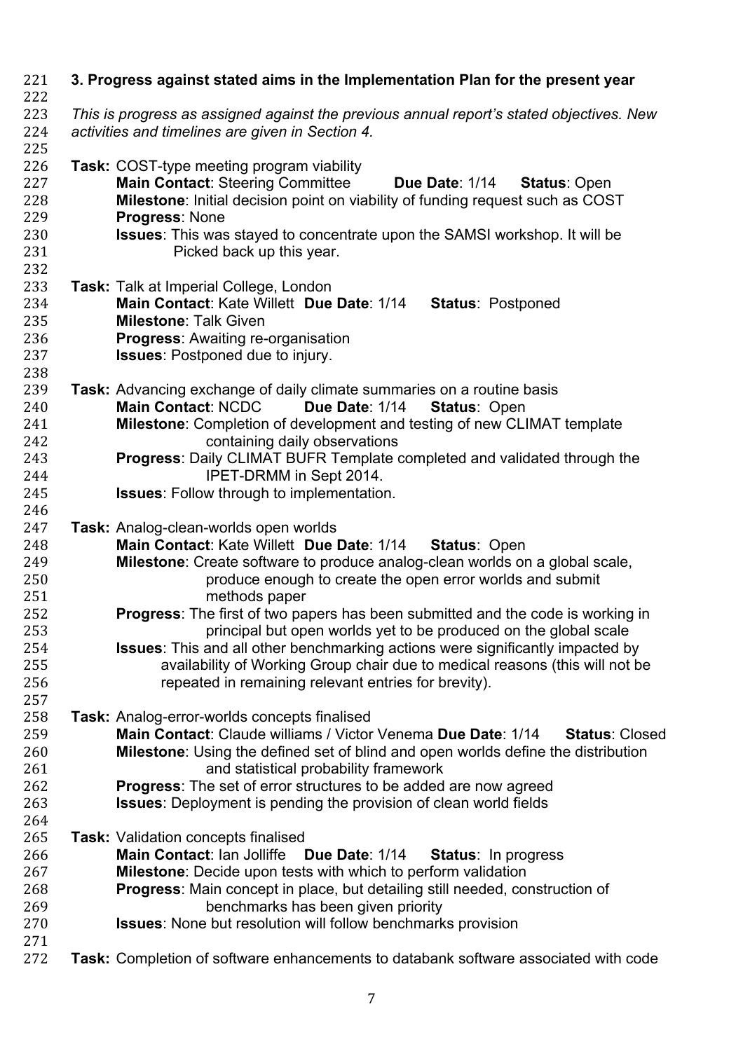### 3. Progress against stated aims in the Implementation Plan for the present year

*This is progress as assigned against the previous annual report's stated objectives. New activities and timelines are given in Section 4.*

**Task:** COST-type meeting program viability
**Main Contact**: Steering Committee **Due Date**: 1/14 **Status**: Open
**Milestone**: Initial decision point on viability of funding request such as COST
**Progress**: None
**Issues**: This was stayed to concentrate upon the SAMSI workshop. It will be Picked back up this year.

**Task:** Talk at Imperial College, London
**Main Contact**: Kate Willett **Due Date**: 1/14 **Status**: Postponed
**Milestone**: Talk Given
**Progress**: Awaiting re-organisation
**Issues**: Postponed due to injury.

**Task:** Advancing exchange of daily climate summaries on a routine basis
**Main Contact**: NCDC **Due Date**: 1/14 **Status**: Open
**Milestone**: Completion of development and testing of new CLIMAT template containing daily observations
**Progress**: Daily CLIMAT BUFR Template completed and validated through the IPET-DRMM in Sept 2014.
**Issues**: Follow through to implementation.

**Task:** Analog-clean-worlds open worlds
**Main Contact**: Kate Willett **Due Date**: 1/14 **Status**: Open
**Milestone**: Create software to produce analog-clean worlds on a global scale, produce enough to create the open error worlds and submit methods paper
**Progress**: The first of two papers has been submitted and the code is working in principal but open worlds yet to be produced on the global scale
**Issues**: This and all other benchmarking actions were significantly impacted by availability of Working Group chair due to medical reasons (this will not be repeated in remaining relevant entries for brevity).

**Task:** Analog-error-worlds concepts finalised
**Main Contact**: Claude williams / Victor Venema **Due Date**: 1/14 **Status**: Closed
**Milestone**: Using the defined set of blind and open worlds define the distribution and statistical probability framework
**Progress**: The set of error structures to be added are now agreed
**Issues**: Deployment is pending the provision of clean world fields

**Task:** Validation concepts finalised
**Main Contact**: Ian Jolliffe **Due Date**: 1/14 **Status**: In progress
**Milestone**: Decide upon tests with which to perform validation
**Progress**: Main concept in place, but detailing still needed, construction of benchmarks has been given priority
**Issues**: None but resolution will follow benchmarks provision

**Task:** Completion of software enhancements to databank software associated with code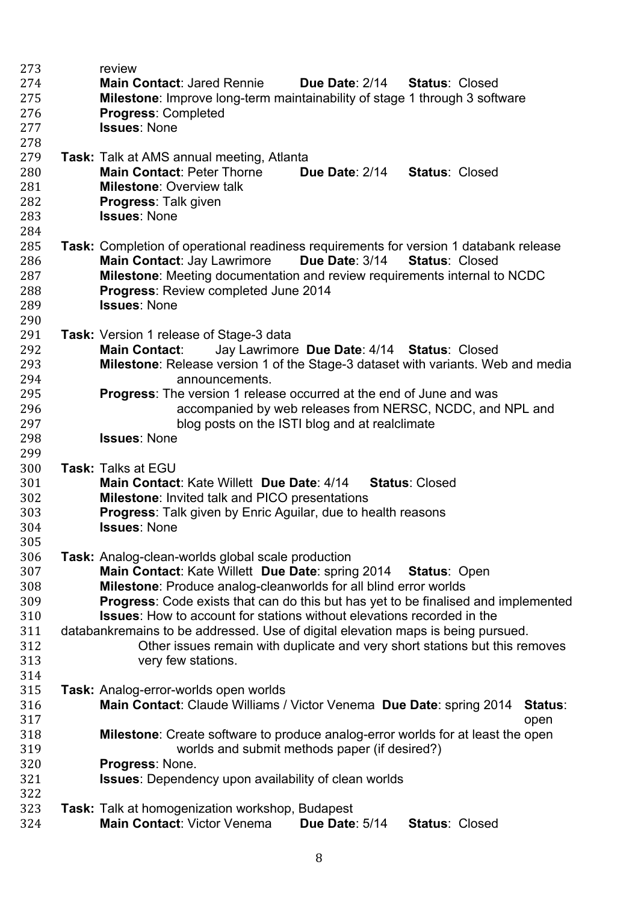review

**Main Contact**: Jared Rennie **Due Date**: 2/14 **Status**: Closed
**Milestone**: Improve long-term maintainability of stage 1 through 3 software
**Progress**: Completed
**Issues**: None

**Task:** Talk at AMS annual meeting, Atlanta
**Main Contact**: Peter Thorne **Due Date**: 2/14 **Status**: Closed
**Milestone**: Overview talk
**Progress**: Talk given
**Issues**: None

**Task:** Completion of operational readiness requirements for version 1 databank release
**Main Contact**: Jay Lawrimore **Due Date**: 3/14 **Status**: Closed
**Milestone**: Meeting documentation and review requirements internal to NCDC
**Progress**: Review completed June 2014
**Issues**: None

**Task:** Version 1 release of Stage-3 data
**Main Contact**: Jay Lawrimore **Due Date**: 4/14 **Status**: Closed
**Milestone**: Release version 1 of the Stage-3 dataset with variants. Web and media announcements.
**Progress**: The version 1 release occurred at the end of June and was accompanied by web releases from NERSC, NCDC, and NPL and blog posts on the ISTI blog and at realclimate
**Issues**: None

**Task:** Talks at EGU
**Main Contact**: Kate Willett **Due Date**: 4/14 **Status**: Closed
**Milestone**: Invited talk and PICO presentations
**Progress**: Talk given by Enric Aguilar, due to health reasons
**Issues**: None

**Task:** Analog-clean-worlds global scale production
**Main Contact**: Kate Willett **Due Date**: spring 2014 **Status**: Open
**Milestone**: Produce analog-cleanworlds for all blind error worlds
**Progress**: Code exists that can do this but has yet to be finalised and implemented
**Issues**: How to account for stations without elevations recorded in the databankremains to be addressed. Use of digital elevation maps is being pursued. Other issues remain with duplicate and very short stations but this removes very few stations.

**Task:** Analog-error-worlds open worlds
**Main Contact**: Claude Williams / Victor Venema **Due Date**: spring 2014 **Status**: open
**Milestone**: Create software to produce analog-error worlds for at least the open worlds and submit methods paper (if desired?)
**Progress**: None.
**Issues**: Dependency upon availability of clean worlds

**Task:** Talk at homogenization workshop, Budapest
**Main Contact**: Victor Venema **Due Date**: 5/14 **Status**: Closed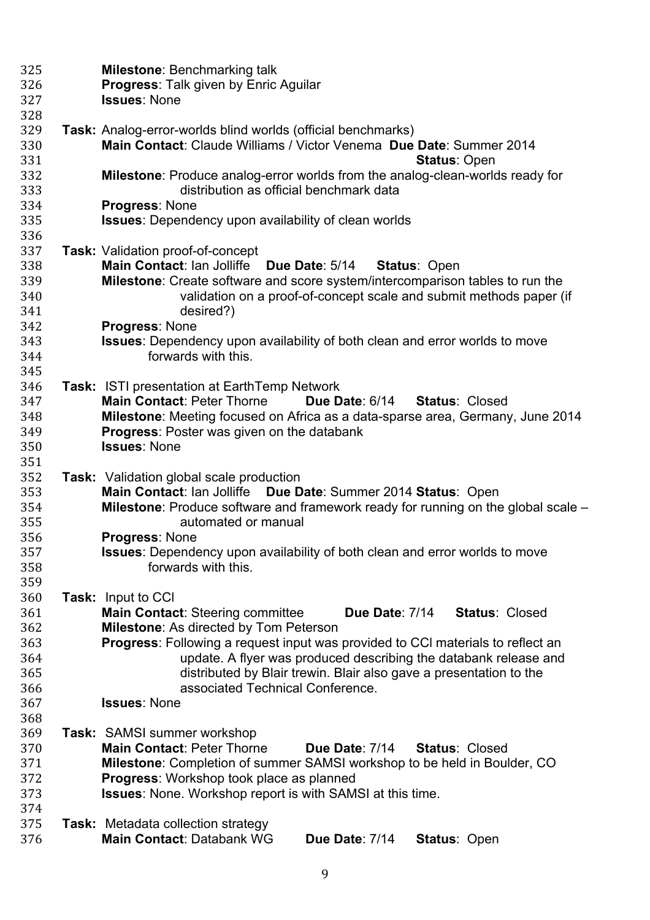**Milestone**: Benchmarking talk
**Progress**: Talk given by Enric Aguilar
**Issues**: None

**Task:** Analog-error-worlds blind worlds (official benchmarks)
**Main Contact**: Claude Williams / Victor Venema **Due Date**: Summer 2014 **Status**: Open
**Milestone**: Produce analog-error worlds from the analog-clean-worlds ready for distribution as official benchmark data
**Progress**: None
**Issues**: Dependency upon availability of clean worlds

**Task:** Validation proof-of-concept
**Main Contact**: Ian Jolliffe **Due Date**: 5/14 **Status**: Open
**Milestone**: Create software and score system/intercomparison tables to run the validation on a proof-of-concept scale and submit methods paper (if desired?)
**Progress**: None
**Issues**: Dependency upon availability of both clean and error worlds to move forwards with this.

**Task:** ISTI presentation at EarthTemp Network
**Main Contact**: Peter Thorne **Due Date**: 6/14 **Status**: Closed
**Milestone**: Meeting focused on Africa as a data-sparse area, Germany, June 2014
**Progress**: Poster was given on the databank
**Issues**: None

**Task:** Validation global scale production
**Main Contact**: Ian Jolliffe **Due Date**: Summer 2014 **Status**: Open
**Milestone**: Produce software and framework ready for running on the global scale – automated or manual
**Progress**: None
**Issues**: Dependency upon availability of both clean and error worlds to move forwards with this.

**Task:** Input to CCl
**Main Contact**: Steering committee **Due Date**: 7/14 **Status**: Closed
**Milestone**: As directed by Tom Peterson
**Progress**: Following a request input was provided to CCl materials to reflect an update. A flyer was produced describing the databank release and distributed by Blair trewin. Blair also gave a presentation to the associated Technical Conference.
**Issues**: None

**Task:** SAMSI summer workshop
**Main Contact**: Peter Thorne **Due Date**: 7/14 **Status**: Closed
**Milestone**: Completion of summer SAMSI workshop to be held in Boulder, CO
**Progress**: Workshop took place as planned
**Issues**: None. Workshop report is with SAMSI at this time.

**Task:** Metadata collection strategy
**Main Contact**: Databank WG **Due Date**: 7/14 **Status**: Open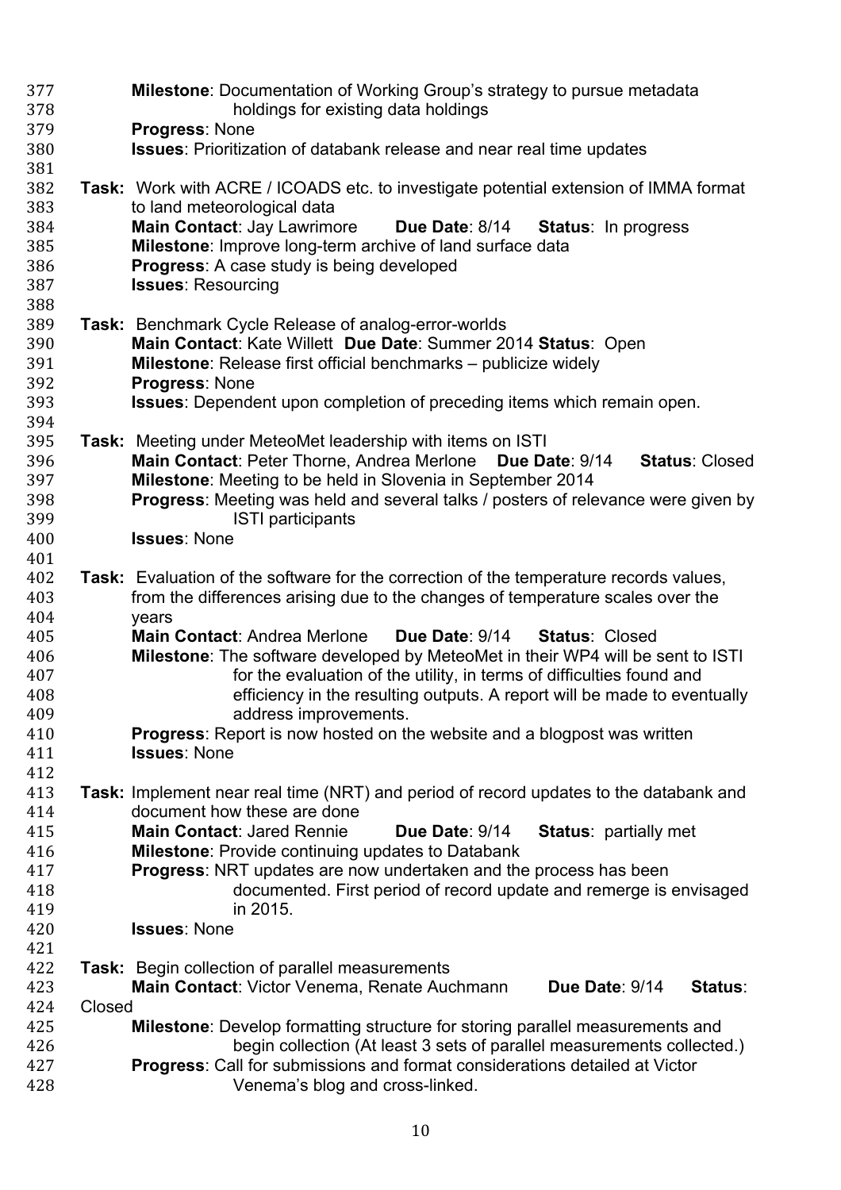**Milestone**: Documentation of Working Group's strategy to pursue metadata holdings for existing data holdings
**Progress**: None
**Issues**: Prioritization of databank release and near real time updates

**Task:** Work with ACRE / ICOADS etc. to investigate potential extension of IMMA format to land meteorological data
**Main Contact**: Jay Lawrimore **Due Date**: 8/14 **Status**: In progress
**Milestone**: Improve long-term archive of land surface data
**Progress**: A case study is being developed
**Issues**: Resourcing

**Task:** Benchmark Cycle Release of analog-error-worlds
**Main Contact**: Kate Willett **Due Date**: Summer 2014 **Status**: Open
**Milestone**: Release first official benchmarks – publicize widely
**Progress**: None
**Issues**: Dependent upon completion of preceding items which remain open.

**Task:** Meeting under MeteoMet leadership with items on ISTI
**Main Contact**: Peter Thorne, Andrea Merlone **Due Date**: 9/14 **Status**: Closed
**Milestone**: Meeting to be held in Slovenia in September 2014
**Progress**: Meeting was held and several talks / posters of relevance were given by ISTI participants
**Issues**: None

**Task:** Evaluation of the software for the correction of the temperature records values, from the differences arising due to the changes of temperature scales over the years
**Main Contact**: Andrea Merlone **Due Date**: 9/14 **Status**: Closed
**Milestone**: The software developed by MeteoMet in their WP4 will be sent to ISTI for the evaluation of the utility, in terms of difficulties found and efficiency in the resulting outputs. A report will be made to eventually address improvements.
**Progress**: Report is now hosted on the website and a blogpost was written
**Issues**: None

**Task:** Implement near real time (NRT) and period of record updates to the databank and document how these are done
**Main Contact**: Jared Rennie **Due Date**: 9/14 **Status**: partially met
**Milestone**: Provide continuing updates to Databank
**Progress**: NRT updates are now undertaken and the process has been documented. First period of record update and remerge is envisaged in 2015.
**Issues**: None

**Task:** Begin collection of parallel measurements
**Main Contact**: Victor Venema, Renate Auchmann **Due Date**: 9/14 **Status**: Closed
**Milestone**: Develop formatting structure for storing parallel measurements and begin collection (At least 3 sets of parallel measurements collected.)
**Progress**: Call for submissions and format considerations detailed at Victor Venema's blog and cross-linked.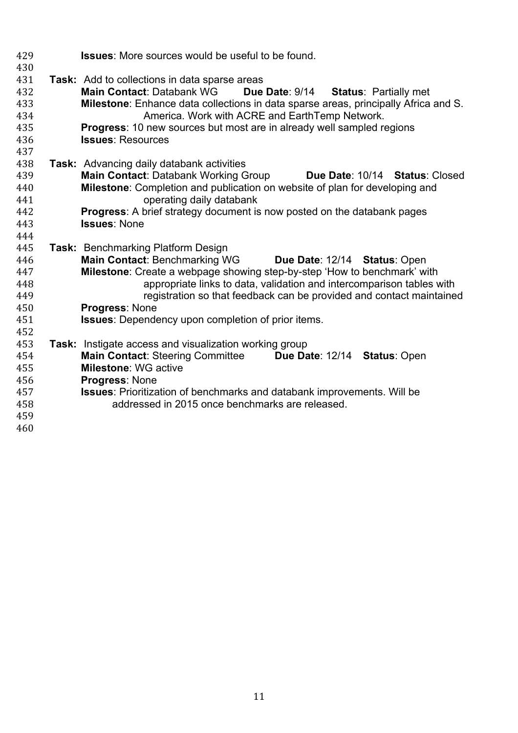**Issues**: More sources would be useful to be found.

**Task:** Add to collections in data sparse areas

**Main Contact**: Databank WG **Due Date**: 9/14 **Status**: Partially met

**Milestone**: Enhance data collections in data sparse areas, principally Africa and S. America. Work with ACRE and EarthTemp Network.

**Progress**: 10 new sources but most are in already well sampled regions

**Issues**: Resources

**Task:** Advancing daily databank activities

**Main Contact**: Databank Working Group **Due Date**: 10/14 **Status**: Closed

**Milestone**: Completion and publication on website of plan for developing and operating daily databank

**Progress**: A brief strategy document is now posted on the databank pages

**Issues**: None

**Task:** Benchmarking Platform Design

**Main Contact**: Benchmarking WG **Due Date**: 12/14 **Status**: Open

**Milestone**: Create a webpage showing step-by-step 'How to benchmark' with appropriate links to data, validation and intercomparison tables with registration so that feedback can be provided and contact maintained

**Progress**: None

**Issues**: Dependency upon completion of prior items.

**Task:** Instigate access and visualization working group

**Main Contact**: Steering Committee **Due Date**: 12/14 **Status**: Open

**Milestone**: WG active

**Progress**: None

**Issues**: Prioritization of benchmarks and databank improvements. Will be addressed in 2015 once benchmarks are released.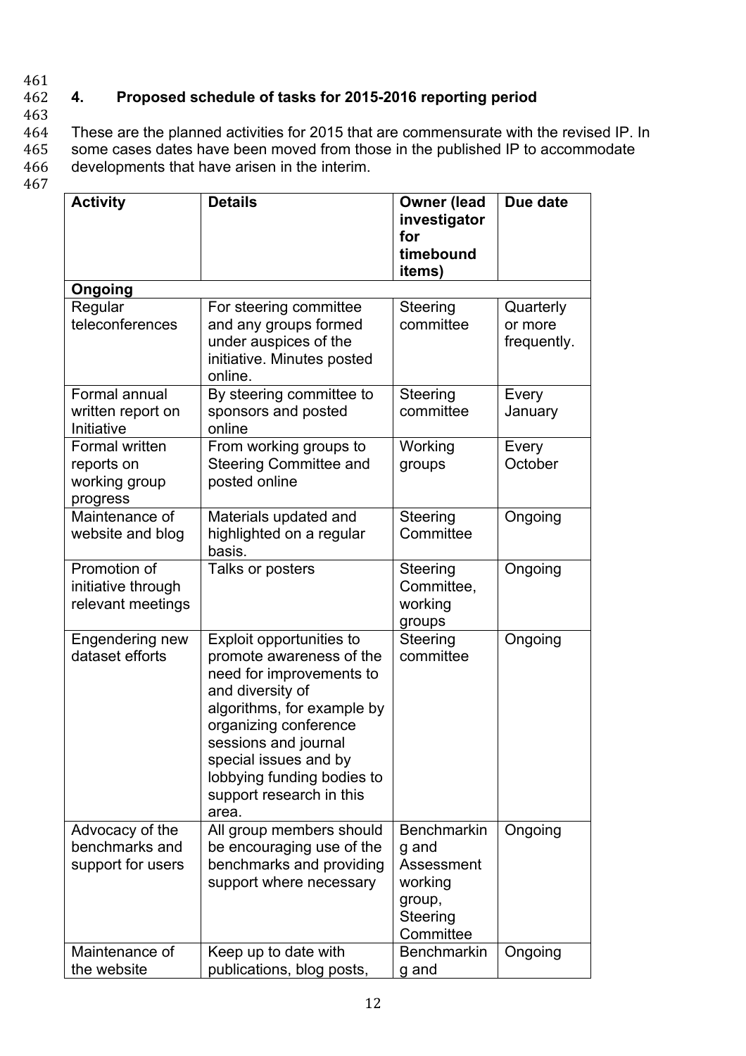## 4. Proposed schedule of tasks for 2015-2016 reporting period

These are the planned activities for 2015 that are commensurate with the revised IP. In some cases dates have been moved from those in the published IP to accommodate developments that have arisen in the interim.

| Activity | Details | Owner (lead investigator for timebound items) | Due date |
|---|---|---|---|
| **Ongoing** | | | |
| Regular teleconferences | For steering committee and any groups formed under auspices of the initiative. Minutes posted online. | Steering committee | Quarterly or more frequently. |
| Formal annual written report on Initiative | By steering committee to sponsors and posted online | Steering committee | Every January |
| Formal written reports on working group progress | From working groups to Steering Committee and posted online | Working groups | Every October |
| Maintenance of website and blog | Materials updated and highlighted on a regular basis. | Steering Committee | Ongoing |
| Promotion of initiative through relevant meetings | Talks or posters | Steering Committee, working groups | Ongoing |
| Engendering new dataset efforts | Exploit opportunities to promote awareness of the need for improvements to and diversity of algorithms, for example by organizing conference sessions and journal special issues and by lobbying funding bodies to support research in this area. | Steering committee | Ongoing |
| Advocacy of the benchmarks and support for users | All group members should be encouraging use of the benchmarks and providing support where necessary | Benchmarking and Assessment working group, Steering Committee | Ongoing |
| Maintenance of the website | Keep up to date with publications, blog posts, | Benchmarking and | Ongoing |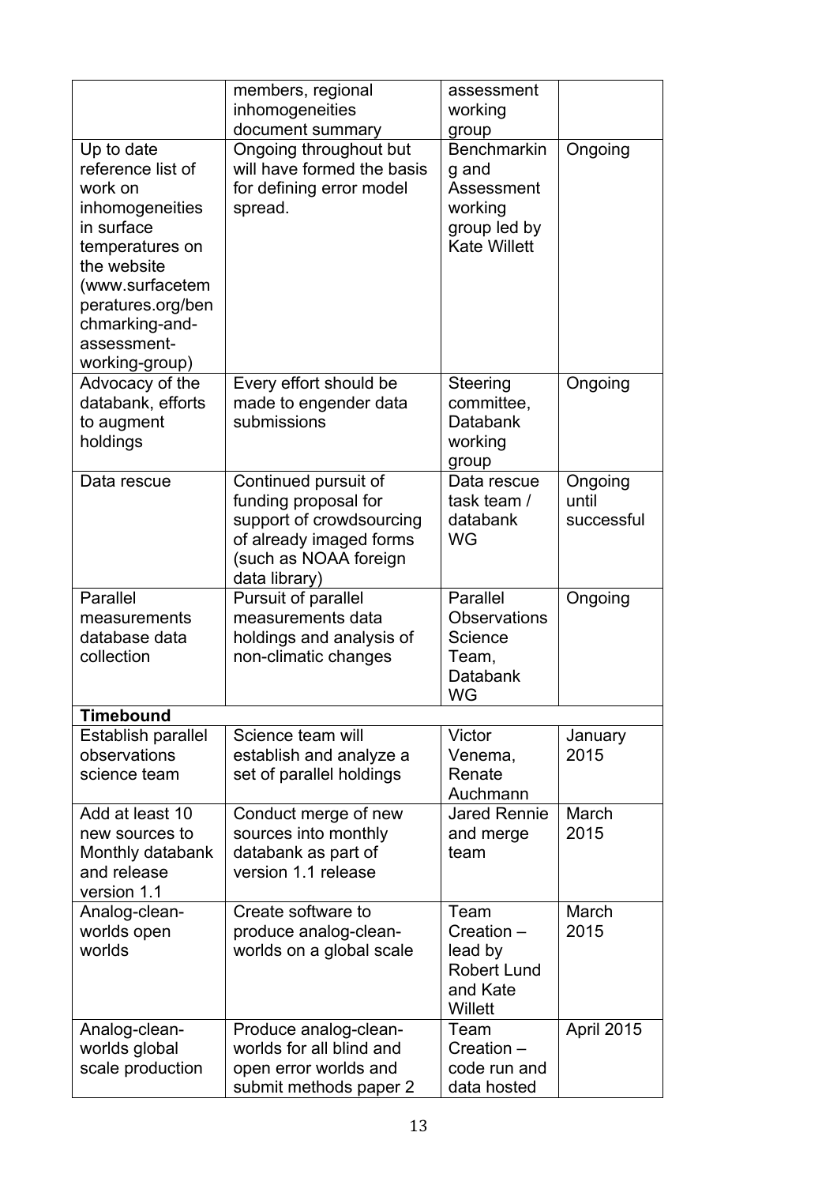|  | members, regional inhomogeneities document summary | assessment working group |  |
|---|---|---|---|
| Up to date reference list of work on inhomogeneities in surface temperatures on the website (www.surfacetemperatures.org/benchmarking-and-assessment-working-group) | Ongoing throughout but will have formed the basis for defining error model spread. | Benchmarking and Assessment working group led by Kate Willett | Ongoing |
| Advocacy of the databank, efforts to augment holdings | Every effort should be made to engender data submissions | Steering committee, Databank working group | Ongoing |
| Data rescue | Continued pursuit of funding proposal for support of crowdsourcing of already imaged forms (such as NOAA foreign data library) | Data rescue task team / databank WG | Ongoing until successful |
| Parallel measurements database data collection | Pursuit of parallel measurements data holdings and analysis of non-climatic changes | Parallel Observations Science Team, Databank WG | Ongoing |
| **Timebound** |  |  |  |
| Establish parallel observations science team | Science team will establish and analyze a set of parallel holdings | Victor Venema, Renate Auchmann | January 2015 |
| Add at least 10 new sources to Monthly databank and release version 1.1 | Conduct merge of new sources into monthly databank as part of version 1.1 release | Jared Rennie and merge team | March 2015 |
| Analog-clean-worlds open worlds | Create software to produce analog-clean-worlds on a global scale | Team Creation – lead by Robert Lund and Kate Willett | March 2015 |
| Analog-clean-worlds global scale production | Produce analog-clean-worlds for all blind and open error worlds and submit methods paper 2 | Team Creation – code run and data hosted | April 2015 |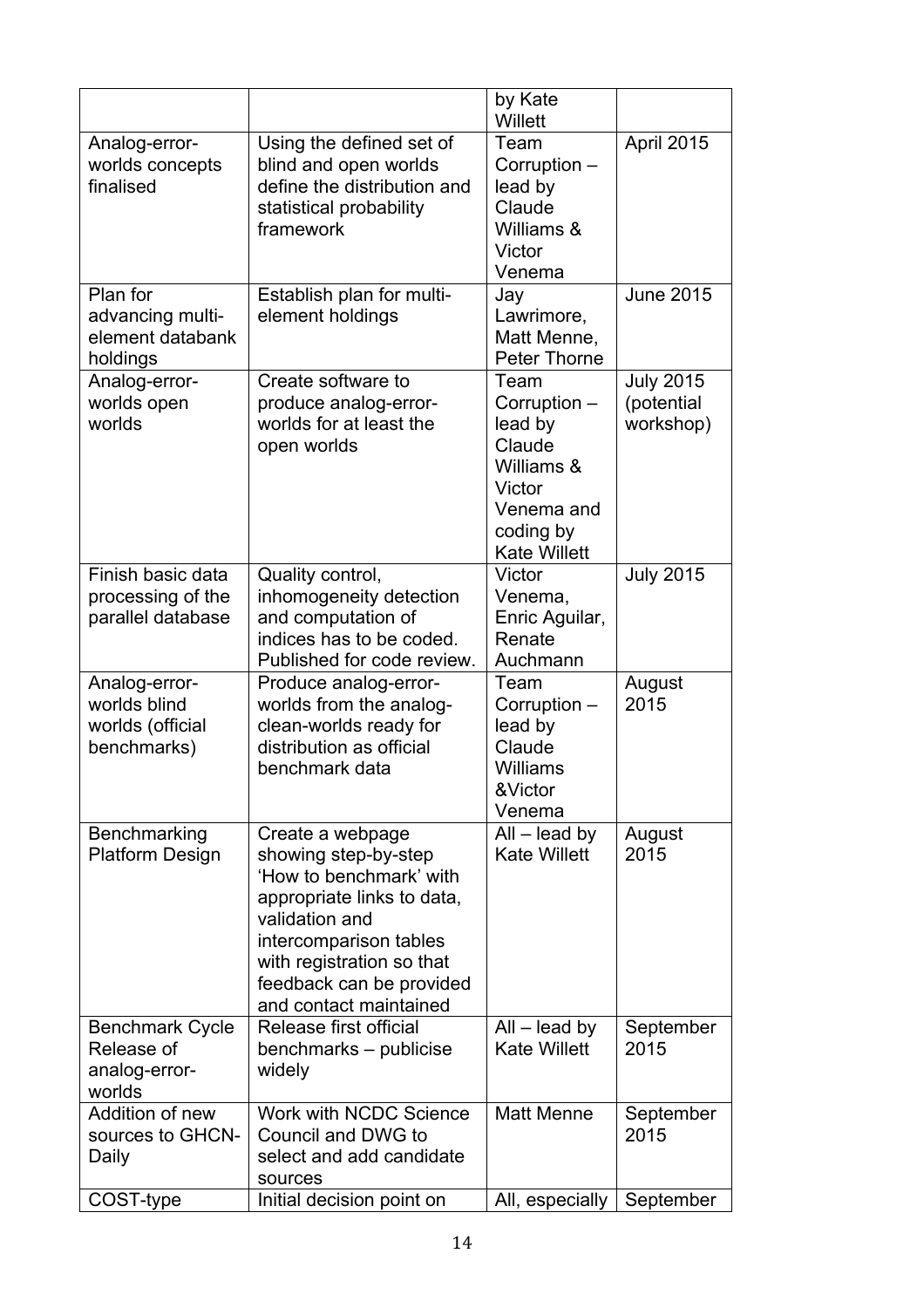| | | by Kate Willett | |
|---|---|---|---|
| Analog-error-worlds concepts finalised | Using the defined set of blind and open worlds define the distribution and statistical probability framework | Team Corruption – lead by Claude Williams & Victor Venema | April 2015 |
| Plan for advancing multi-element databank holdings | Establish plan for multi-element holdings | Jay Lawrimore, Matt Menne, Peter Thorne | June 2015 |
| Analog-error-worlds open worlds | Create software to produce analog-error-worlds for at least the open worlds | Team Corruption – lead by Claude Williams & Victor Venema and coding by Kate Willett | July 2015 (potential workshop) |
| Finish basic data processing of the parallel database | Quality control, inhomogeneity detection and computation of indices has to be coded. Published for code review. | Victor Venema, Enric Aguilar, Renate Auchmann | July 2015 |
| Analog-error-worlds blind worlds (official benchmarks) | Produce analog-error-worlds from the analog-clean-worlds ready for distribution as official benchmark data | Team Corruption – lead by Claude Williams &Victor Venema | August 2015 |
| Benchmarking Platform Design | Create a webpage showing step-by-step 'How to benchmark' with appropriate links to data, validation and intercomparison tables with registration so that feedback can be provided and contact maintained | All – lead by Kate Willett | August 2015 |
| Benchmark Cycle Release of analog-error-worlds | Release first official benchmarks – publicise widely | All – lead by Kate Willett | September 2015 |
| Addition of new sources to GHCN-Daily | Work with NCDC Science Council and DWG to select and add candidate sources | Matt Menne | September 2015 |
| COST-type | Initial decision point on | All, especially | September |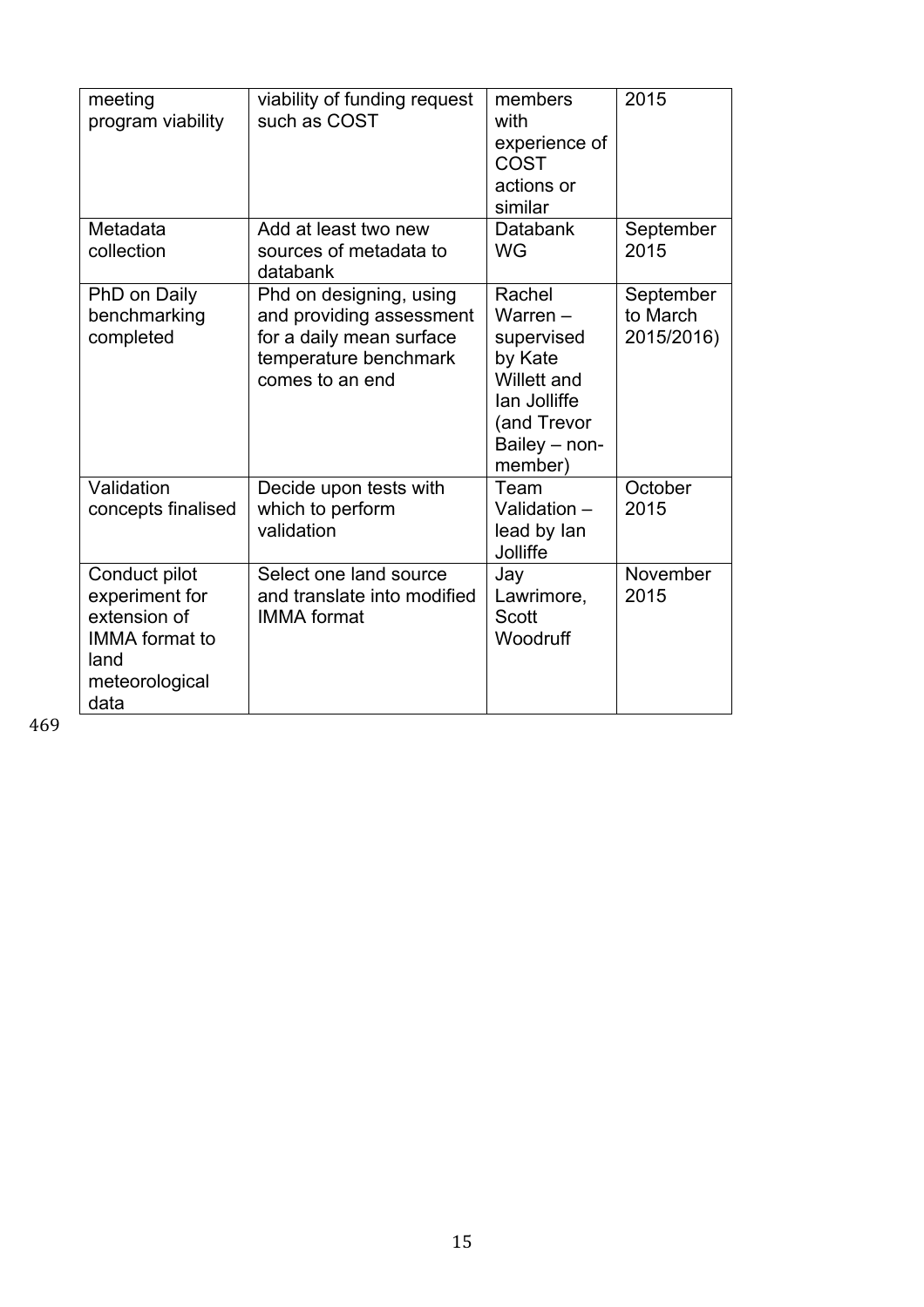| | | | |
|---|---|---|---|
| meeting program viability | viability of funding request such as COST | members with experience of COST actions or similar | 2015 |
| Metadata collection | Add at least two new sources of metadata to databank | Databank WG | September 2015 |
| PhD on Daily benchmarking completed | Phd on designing, using and providing assessment for a daily mean surface temperature benchmark comes to an end | Rachel Warren – supervised by Kate Willett and Ian Jolliffe (and Trevor Bailey – non-member) | September to March 2015/2016) |
| Validation concepts finalised | Decide upon tests with which to perform validation | Team Validation – lead by Ian Jolliffe | October 2015 |
| Conduct pilot experiment for extension of IMMA format to land meteorological data | Select one land source and translate into modified IMMA format | Jay Lawrimore, Scott Woodruff | November 2015 |

469